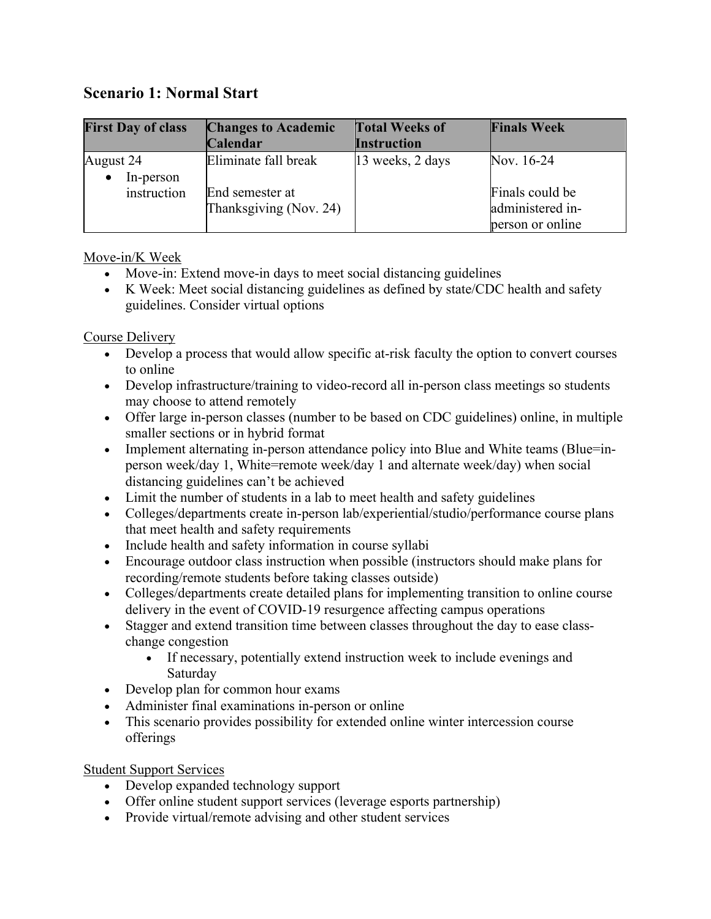## Scenario 1: Normal Start

| First Day of class | Changes to Academic Calendar | Total Weeks of Instruction | Finals Week |
|---|---|---|---|
| August 24<br>• In-person instruction | Eliminate fall break<br><br>End semester at Thanksgiving (Nov. 24) | 13 weeks, 2 days | Nov. 16-24<br><br>Finals could be administered in-person or online |

Move-in/K Week

- Move-in: Extend move-in days to meet social distancing guidelines
- K Week: Meet social distancing guidelines as defined by state/CDC health and safety guidelines. Consider virtual options

Course Delivery

- Develop a process that would allow specific at-risk faculty the option to convert courses to online
- Develop infrastructure/training to video-record all in-person class meetings so students may choose to attend remotely
- Offer large in-person classes (number to be based on CDC guidelines) online, in multiple smaller sections or in hybrid format
- Implement alternating in-person attendance policy into Blue and White teams (Blue=in-person week/day 1, White=remote week/day 1 and alternate week/day) when social distancing guidelines can't be achieved
- Limit the number of students in a lab to meet health and safety guidelines
- Colleges/departments create in-person lab/experiential/studio/performance course plans that meet health and safety requirements
- Include health and safety information in course syllabi
- Encourage outdoor class instruction when possible (instructors should make plans for recording/remote students before taking classes outside)
- Colleges/departments create detailed plans for implementing transition to online course delivery in the event of COVID-19 resurgence affecting campus operations
- Stagger and extend transition time between classes throughout the day to ease class-change congestion
    - If necessary, potentially extend instruction week to include evenings and Saturday
- Develop plan for common hour exams
- Administer final examinations in-person or online
- This scenario provides possibility for extended online winter intercession course offerings

Student Support Services

- Develop expanded technology support
- Offer online student support services (leverage esports partnership)
- Provide virtual/remote advising and other student services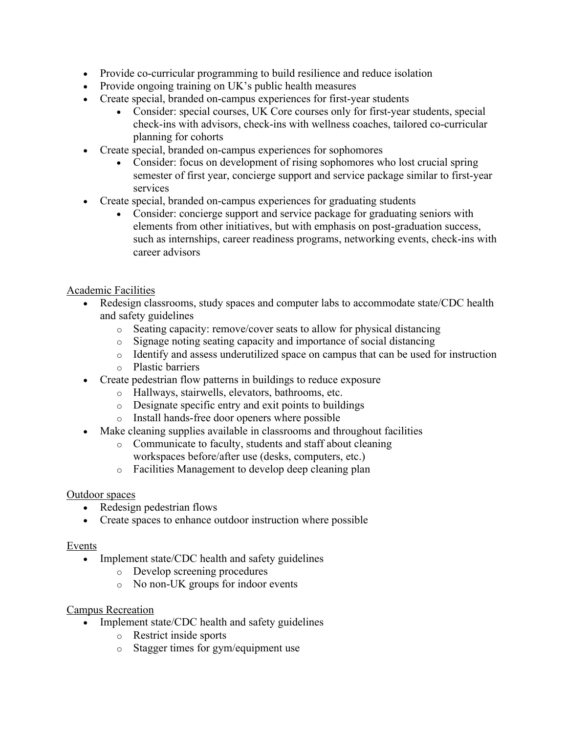- Provide co-curricular programming to build resilience and reduce isolation
- Provide ongoing training on UK's public health measures
- Create special, branded on-campus experiences for first-year students
  - Consider: special courses, UK Core courses only for first-year students, special check-ins with advisors, check-ins with wellness coaches, tailored co-curricular planning for cohorts
- Create special, branded on-campus experiences for sophomores
  - Consider: focus on development of rising sophomores who lost crucial spring semester of first year, concierge support and service package similar to first-year services
- Create special, branded on-campus experiences for graduating students
  - Consider: concierge support and service package for graduating seniors with elements from other initiatives, but with emphasis on post-graduation success, such as internships, career readiness programs, networking events, check-ins with career advisors

<u>Academic Facilities</u>

- Redesign classrooms, study spaces and computer labs to accommodate state/CDC health and safety guidelines
  - Seating capacity: remove/cover seats to allow for physical distancing
  - Signage noting seating capacity and importance of social distancing
  - Identify and assess underutilized space on campus that can be used for instruction
  - Plastic barriers
- Create pedestrian flow patterns in buildings to reduce exposure
  - Hallways, stairwells, elevators, bathrooms, etc.
  - Designate specific entry and exit points to buildings
  - Install hands-free door openers where possible
- Make cleaning supplies available in classrooms and throughout facilities
  - Communicate to faculty, students and staff about cleaning workspaces before/after use (desks, computers, etc.)
  - Facilities Management to develop deep cleaning plan

<u>Outdoor spaces</u>

- Redesign pedestrian flows
- Create spaces to enhance outdoor instruction where possible

<u>Events</u>

- Implement state/CDC health and safety guidelines
  - Develop screening procedures
  - No non-UK groups for indoor events

<u>Campus Recreation</u>

- Implement state/CDC health and safety guidelines
  - Restrict inside sports
  - Stagger times for gym/equipment use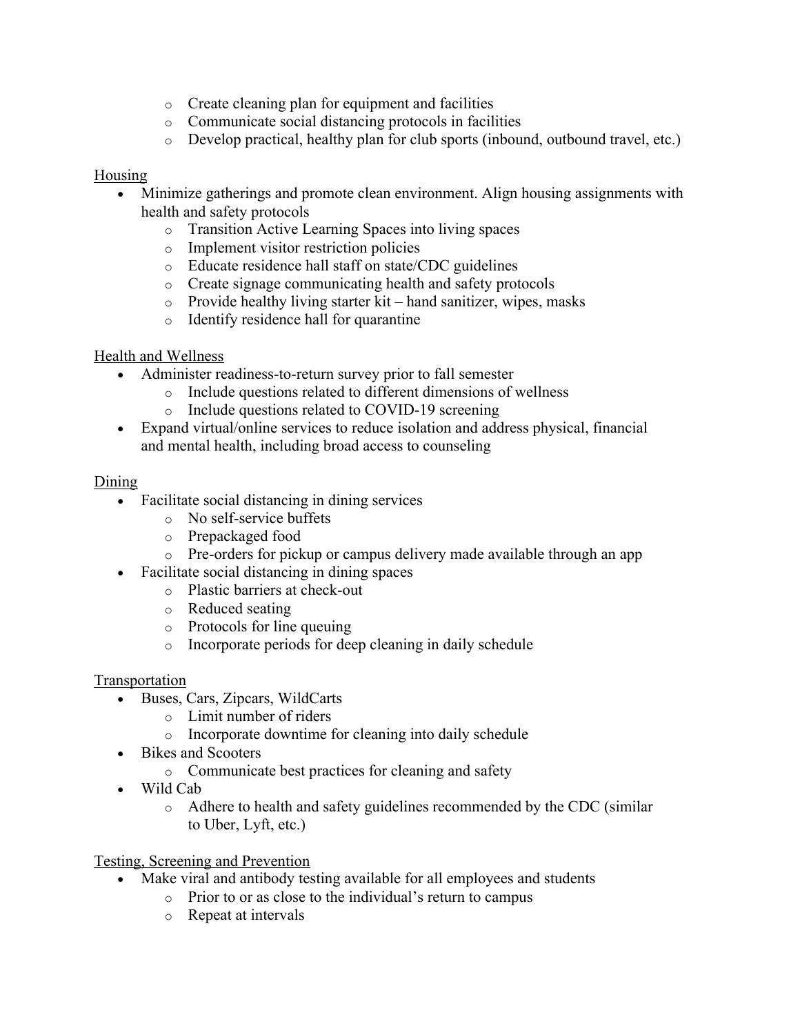- Create cleaning plan for equipment and facilities
    - Communicate social distancing protocols in facilities
    - Develop practical, healthy plan for club sports (inbound, outbound travel, etc.)

<u>Housing</u>

- Minimize gatherings and promote clean environment. Align housing assignments with health and safety protocols
    - Transition Active Learning Spaces into living spaces
    - Implement visitor restriction policies
    - Educate residence hall staff on state/CDC guidelines
    - Create signage communicating health and safety protocols
    - Provide healthy living starter kit – hand sanitizer, wipes, masks
    - Identify residence hall for quarantine

<u>Health and Wellness</u>

- Administer readiness-to-return survey prior to fall semester
    - Include questions related to different dimensions of wellness
    - Include questions related to COVID-19 screening
- Expand virtual/online services to reduce isolation and address physical, financial and mental health, including broad access to counseling

<u>Dining</u>

- Facilitate social distancing in dining services
    - No self-service buffets
    - Prepackaged food
    - Pre-orders for pickup or campus delivery made available through an app
- Facilitate social distancing in dining spaces
    - Plastic barriers at check-out
    - Reduced seating
    - Protocols for line queuing
    - Incorporate periods for deep cleaning in daily schedule

<u>Transportation</u>

- Buses, Cars, Zipcars, WildCarts
    - Limit number of riders
    - Incorporate downtime for cleaning into daily schedule
- Bikes and Scooters
    - Communicate best practices for cleaning and safety
- Wild Cab
    - Adhere to health and safety guidelines recommended by the CDC (similar to Uber, Lyft, etc.)

<u>Testing, Screening and Prevention</u>

- Make viral and antibody testing available for all employees and students
    - Prior to or as close to the individual's return to campus
    - Repeat at intervals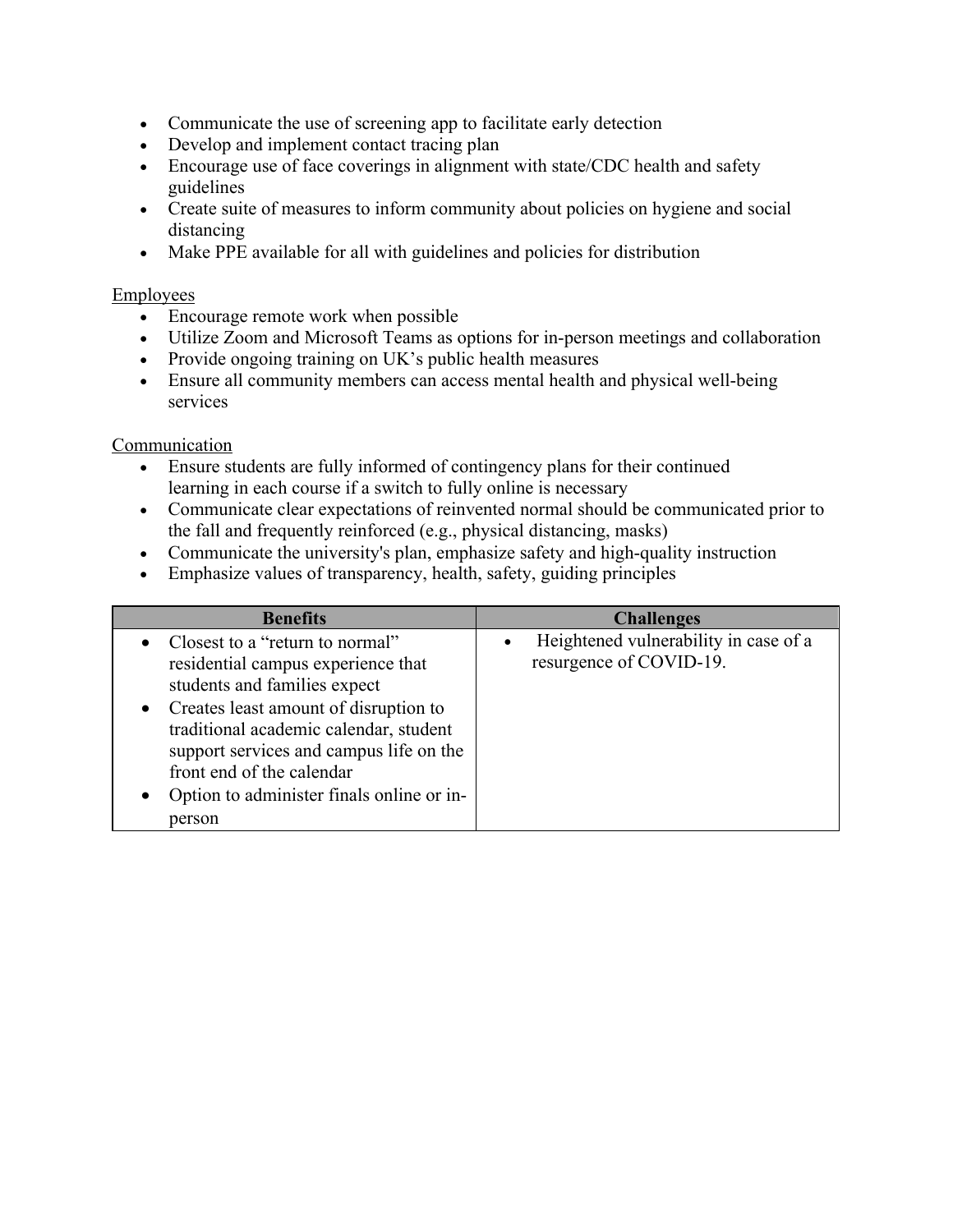- Communicate the use of screening app to facilitate early detection
- Develop and implement contact tracing plan
- Encourage use of face coverings in alignment with state/CDC health and safety guidelines
- Create suite of measures to inform community about policies on hygiene and social distancing
- Make PPE available for all with guidelines and policies for distribution

<u>Employees</u>

- Encourage remote work when possible
- Utilize Zoom and Microsoft Teams as options for in-person meetings and collaboration
- Provide ongoing training on UK's public health measures
- Ensure all community members can access mental health and physical well-being services

<u>Communication</u>

- Ensure students are fully informed of contingency plans for their continued learning in each course if a switch to fully online is necessary
- Communicate clear expectations of reinvented normal should be communicated prior to the fall and frequently reinforced (e.g., physical distancing, masks)
- Communicate the university's plan, emphasize safety and high-quality instruction
- Emphasize values of transparency, health, safety, guiding principles

| Benefits | Challenges |
| --- | --- |
| • Closest to a "return to normal" residential campus experience that students and families expect<br>• Creates least amount of disruption to traditional academic calendar, student support services and campus life on the front end of the calendar<br>• Option to administer finals online or in-person | • Heightened vulnerability in case of a resurgence of COVID-19. |